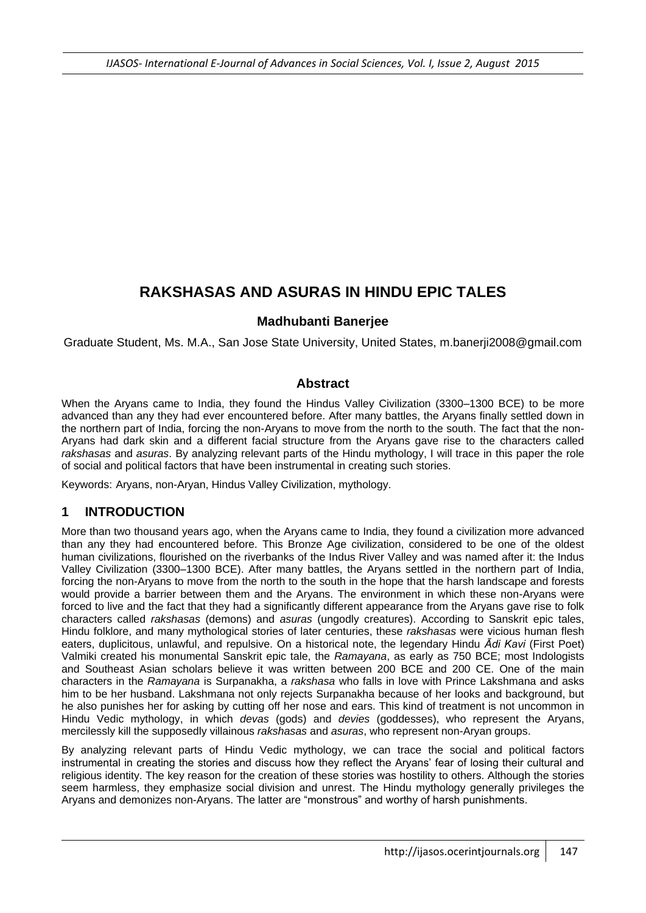# RAKSHASAS AND ASURAS IN HINDU EPIC TALES

**Madhubanti Banerjee**

Graduate Student, Ms. M.A., San Jose State University, United States, m.banerji2008@gmail.com

## Abstract

When the Aryans came to India, they found the Hindus Valley Civilization (3300–1300 BCE) to be more advanced than any they had ever encountered before. After many battles, the Aryans finally settled down in the northern part of India, forcing the non-Aryans to move from the north to the south. The fact that the non-Aryans had dark skin and a different facial structure from the Aryans gave rise to the characters called *rakshasas* and *asuras*. By analyzing relevant parts of the Hindu mythology, I will trace in this paper the role of social and political factors that have been instrumental in creating such stories.

Keywords: Aryans, non-Aryan, Hindus Valley Civilization, mythology.

## 1 INTRODUCTION

More than two thousand years ago, when the Aryans came to India, they found a civilization more advanced than any they had encountered before. This Bronze Age civilization, considered to be one of the oldest human civilizations, flourished on the riverbanks of the Indus River Valley and was named after it: the Indus Valley Civilization (3300–1300 BCE). After many battles, the Aryans settled in the northern part of India, forcing the non-Aryans to move from the north to the south in the hope that the harsh landscape and forests would provide a barrier between them and the Aryans. The environment in which these non-Aryans were forced to live and the fact that they had a significantly different appearance from the Aryans gave rise to folk characters called *rakshasas* (demons) and *asuras* (ungodly creatures). According to Sanskrit epic tales, Hindu folklore, and many mythological stories of later centuries, these *rakshasas* were vicious human flesh eaters, duplicitous, unlawful, and repulsive. On a historical note, the legendary Hindu *Ādi Kavi* (First Poet) Valmiki created his monumental Sanskrit epic tale, the *Ramayana*, as early as 750 BCE; most Indologists and Southeast Asian scholars believe it was written between 200 BCE and 200 CE. One of the main characters in the *Ramayana* is Surpanakha, a *rakshasa* who falls in love with Prince Lakshmana and asks him to be her husband. Lakshmana not only rejects Surpanakha because of her looks and background, but he also punishes her for asking by cutting off her nose and ears. This kind of treatment is not uncommon in Hindu Vedic mythology, in which *devas* (gods) and *devies* (goddesses), who represent the Aryans, mercilessly kill the supposedly villainous *rakshasas* and *asuras*, who represent non-Aryan groups.

By analyzing relevant parts of Hindu Vedic mythology, we can trace the social and political factors instrumental in creating the stories and discuss how they reflect the Aryans' fear of losing their cultural and religious identity. The key reason for the creation of these stories was hostility to others. Although the stories seem harmless, they emphasize social division and unrest. The Hindu mythology generally privileges the Aryans and demonizes non-Aryans. The latter are "monstrous" and worthy of harsh punishments.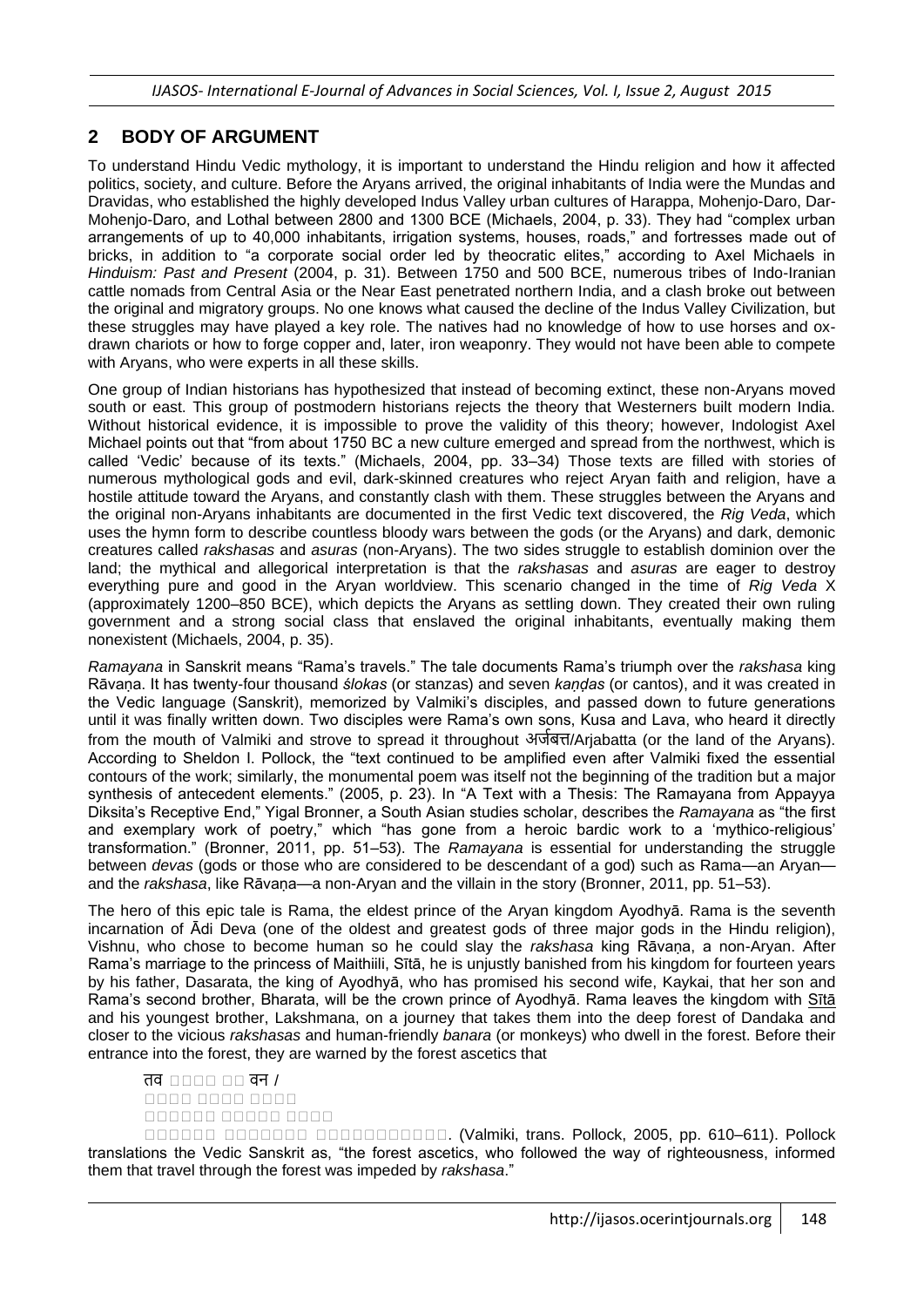## 2 BODY OF ARGUMENT

To understand Hindu Vedic mythology, it is important to understand the Hindu religion and how it affected politics, society, and culture. Before the Aryans arrived, the original inhabitants of India were the Mundas and Dravidas, who established the highly developed Indus Valley urban cultures of Harappa, Mohenjo-Daro, Dar-Mohenjo-Daro, and Lothal between 2800 and 1300 BCE (Michaels, 2004, p. 33). They had "complex urban arrangements of up to 40,000 inhabitants, irrigation systems, houses, roads," and fortresses made out of bricks, in addition to "a corporate social order led by theocratic elites," according to Axel Michaels in *Hinduism: Past and Present* (2004, p. 31). Between 1750 and 500 BCE, numerous tribes of Indo-Iranian cattle nomads from Central Asia or the Near East penetrated northern India, and a clash broke out between the original and migratory groups. No one knows what caused the decline of the Indus Valley Civilization, but these struggles may have played a key role. The natives had no knowledge of how to use horses and ox-drawn chariots or how to forge copper and, later, iron weaponry. They would not have been able to compete with Aryans, who were experts in all these skills.

One group of Indian historians has hypothesized that instead of becoming extinct, these non-Aryans moved south or east. This group of postmodern historians rejects the theory that Westerners built modern India. Without historical evidence, it is impossible to prove the validity of this theory; however, Indologist Axel Michael points out that "from about 1750 BC a new culture emerged and spread from the northwest, which is called 'Vedic' because of its texts." (Michaels, 2004, pp. 33–34) Those texts are filled with stories of numerous mythological gods and evil, dark-skinned creatures who reject Aryan faith and religion, have a hostile attitude toward the Aryans, and constantly clash with them. These struggles between the Aryans and the original non-Aryans inhabitants are documented in the first Vedic text discovered, the *Rig Veda*, which uses the hymn form to describe countless bloody wars between the gods (or the Aryans) and dark, demonic creatures called *rakshasas* and *asuras* (non-Aryans). The two sides struggle to establish dominion over the land; the mythical and allegorical interpretation is that the *rakshasas* and *asuras* are eager to destroy everything pure and good in the Aryan worldview. This scenario changed in the time of *Rig Veda* X (approximately 1200–850 BCE), which depicts the Aryans as settling down. They created their own ruling government and a strong social class that enslaved the original inhabitants, eventually making them nonexistent (Michaels, 2004, p. 35).

*Ramayana* in Sanskrit means "Rama's travels." The tale documents Rama's triumph over the *rakshasa* king Rāvaṇa. It has twenty-four thousand *ślokas* (or stanzas) and seven *kaṇḍas* (or cantos), and it was created in the Vedic language (Sanskrit), memorized by Valmiki's disciples, and passed down to future generations until it was finally written down. Two disciples were Rama's own sons, Kusa and Lava, who heard it directly from the mouth of Valmiki and strove to spread it throughout अर्जबत्त/Arjabatta (or the land of the Aryans). According to Sheldon I. Pollock, the "text continued to be amplified even after Valmiki fixed the essential contours of the work; similarly, the monumental poem was itself not the beginning of the tradition but a major synthesis of antecedent elements." (2005, p. 23). In "A Text with a Thesis: The Ramayana from Appayya Diksita's Receptive End," Yigal Bronner, a South Asian studies scholar, describes the *Ramayana* as "the first and exemplary work of poetry," which "has gone from a heroic bardic work to a 'mythico-religious' transformation." (Bronner, 2011, pp. 51–53). The *Ramayana* is essential for understanding the struggle between *devas* (gods or those who are considered to be descendant of a god) such as Rama—an Aryan—and the *rakshasa*, like Rāvaṇa—a non-Aryan and the villain in the story (Bronner, 2011, pp. 51–53).

The hero of this epic tale is Rama, the eldest prince of the Aryan kingdom Ayodhyā. Rama is the seventh incarnation of Ādi Deva (one of the oldest and greatest gods of three major gods in the Hindu religion), Vishnu, who chose to become human so he could slay the *rakshasa* king Rāvaṇa, a non-Aryan. After Rama's marriage to the princess of Maithiili, Sītā, he is unjustly banished from his kingdom for fourteen years by his father, Dasarata, the king of Ayodhyā, who has promised his second wife, Kaykai, that her son and Rama's second brother, Bharata, will be the crown prince of Ayodhyā. Rama leaves the kingdom with Sītā and his youngest brother, Lakshmana, on a journey that takes them into the deep forest of Dandaka and closer to the vicious *rakshasas* and human-friendly *banara* (or monkeys) who dwell in the forest. Before their entrance into the forest, they are warned by the forest ascetics that

तव □□□□ □□ वन /
□□□□ □□□□ □□□□
□□□□□□ □□□□□ □□□□
□□□□□□ □□□□□□□ □□□□□□□□□□□. (Valmiki, trans. Pollock, 2005, pp. 610–611). Pollock translations the Vedic Sanskrit as, "the forest ascetics, who followed the way of righteousness, informed them that travel through the forest was impeded by *rakshasa*."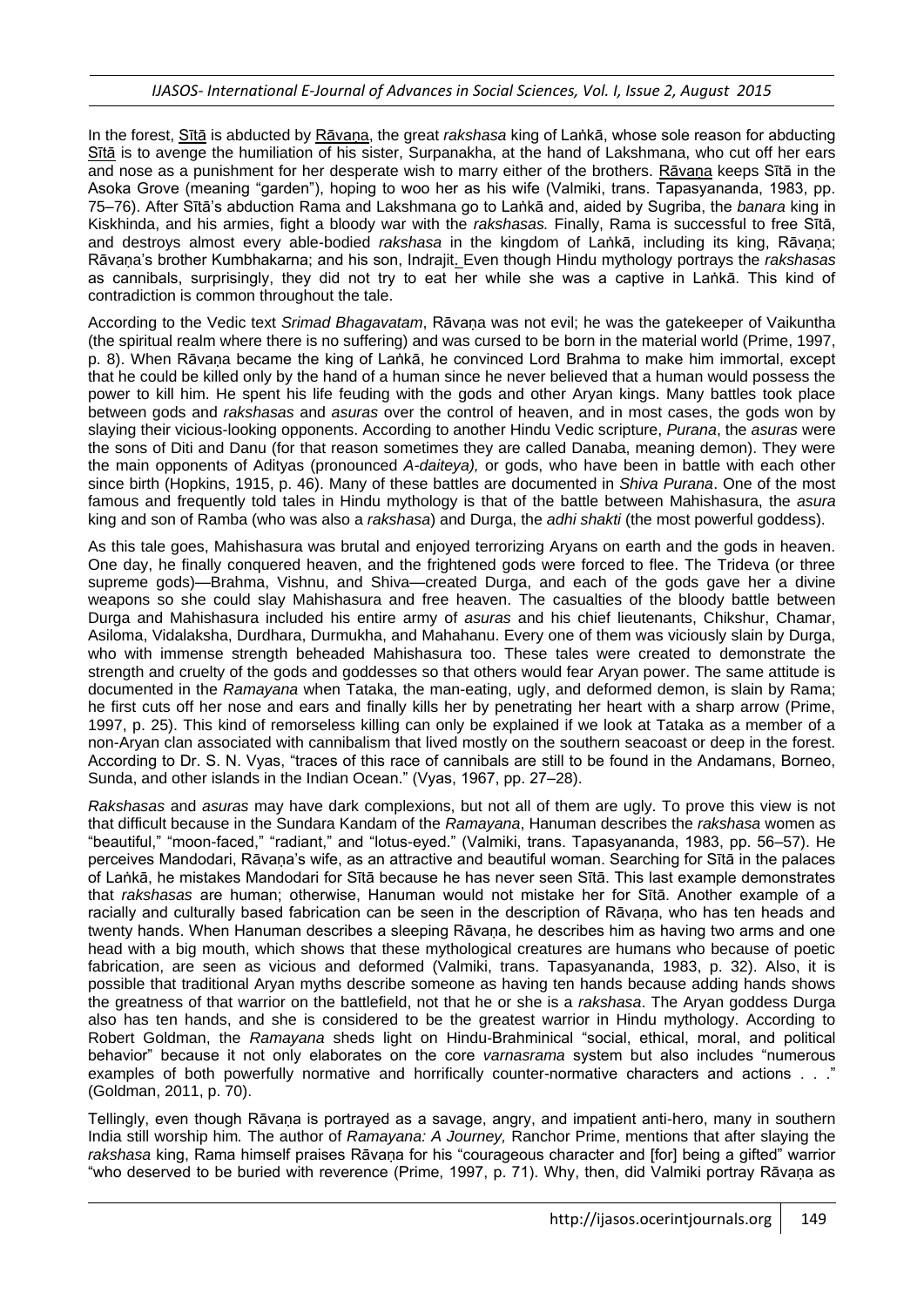In the forest, Sītā is abducted by Rāvana, the great *rakshasa* king of Laṅkā, whose sole reason for abducting Sītā is to avenge the humiliation of his sister, Surpanakha, at the hand of Lakshmana, who cut off her ears and nose as a punishment for her desperate wish to marry either of the brothers. Rāvaṇa keeps Sītā in the Asoka Grove (meaning "garden"), hoping to woo her as his wife (Valmiki, trans. Tapasyananda, 1983, pp. 75–76). After Sītā's abduction Rama and Lakshmana go to Laṅkā and, aided by Sugriba, the *banara* king in Kiskhinda, and his armies, fight a bloody war with the *rakshasas.* Finally, Rama is successful to free Sītā, and destroys almost every able-bodied *rakshasa* in the kingdom of Laṅkā, including its king, Rāvaṇa; Rāvaṇa's brother Kumbhakarna; and his son, Indrajit. Even though Hindu mythology portrays the *rakshasas* as cannibals, surprisingly, they did not try to eat her while she was a captive in Laṅkā. This kind of contradiction is common throughout the tale.

According to the Vedic text *Srimad Bhagavatam*, Rāvaṇa was not evil; he was the gatekeeper of Vaikuntha (the spiritual realm where there is no suffering) and was cursed to be born in the material world (Prime, 1997, p. 8). When Rāvaṇa became the king of Laṅkā, he convinced Lord Brahma to make him immortal, except that he could be killed only by the hand of a human since he never believed that a human would possess the power to kill him. He spent his life feuding with the gods and other Aryan kings. Many battles took place between gods and *rakshasas* and *asuras* over the control of heaven, and in most cases, the gods won by slaying their vicious-looking opponents. According to another Hindu Vedic scripture, *Purana*, the *asuras* were the sons of Diti and Danu (for that reason sometimes they are called Danaba, meaning demon). They were the main opponents of Adityas (pronounced *A-daiteya),* or gods, who have been in battle with each other since birth (Hopkins, 1915, p. 46). Many of these battles are documented in *Shiva Purana*. One of the most famous and frequently told tales in Hindu mythology is that of the battle between Mahishasura, the *asura* king and son of Ramba (who was also a *rakshasa*) and Durga, the *adhi shakti* (the most powerful goddess).

As this tale goes, Mahishasura was brutal and enjoyed terrorizing Aryans on earth and the gods in heaven. One day, he finally conquered heaven, and the frightened gods were forced to flee. The Trideva (or three supreme gods)—Brahma, Vishnu, and Shiva—created Durga, and each of the gods gave her a divine weapons so she could slay Mahishasura and free heaven. The casualties of the bloody battle between Durga and Mahishasura included his entire army of *asuras* and his chief lieutenants, Chikshur, Chamar, Asiloma, Vidalaksha, Durdhara, Durmukha, and Mahahanu. Every one of them was viciously slain by Durga, who with immense strength beheaded Mahishasura too. These tales were created to demonstrate the strength and cruelty of the gods and goddesses so that others would fear Aryan power. The same attitude is documented in the *Ramayana* when Tataka, the man-eating, ugly, and deformed demon, is slain by Rama; he first cuts off her nose and ears and finally kills her by penetrating her heart with a sharp arrow (Prime, 1997, p. 25). This kind of remorseless killing can only be explained if we look at Tataka as a member of a non-Aryan clan associated with cannibalism that lived mostly on the southern seacoast or deep in the forest. According to Dr. S. N. Vyas, "traces of this race of cannibals are still to be found in the Andamans, Borneo, Sunda, and other islands in the Indian Ocean." (Vyas, 1967, pp. 27–28).

*Rakshasas* and *asuras* may have dark complexions, but not all of them are ugly. To prove this view is not that difficult because in the Sundara Kandam of the *Ramayana*, Hanuman describes the *rakshasa* women as "beautiful," "moon-faced," "radiant," and "lotus-eyed." (Valmiki, trans. Tapasyananda, 1983, pp. 56–57). He perceives Mandodari, Rāvaṇa's wife, as an attractive and beautiful woman. Searching for Sītā in the palaces of Laṅkā, he mistakes Mandodari for Sītā because he has never seen Sītā. This last example demonstrates that *rakshasas* are human; otherwise, Hanuman would not mistake her for Sītā. Another example of a racially and culturally based fabrication can be seen in the description of Rāvaṇa, who has ten heads and twenty hands. When Hanuman describes a sleeping Rāvaṇa, he describes him as having two arms and one head with a big mouth, which shows that these mythological creatures are humans who because of poetic fabrication, are seen as vicious and deformed (Valmiki, trans. Tapasyananda, 1983, p. 32). Also, it is possible that traditional Aryan myths describe someone as having ten hands because adding hands shows the greatness of that warrior on the battlefield, not that he or she is a *rakshasa*. The Aryan goddess Durga also has ten hands, and she is considered to be the greatest warrior in Hindu mythology. According to Robert Goldman, the *Ramayana* sheds light on Hindu-Brahminical "social, ethical, moral, and political behavior" because it not only elaborates on the core *varnasrama* system but also includes "numerous examples of both powerfully normative and horrifically counter-normative characters and actions . . ." (Goldman, 2011, p. 70).

Tellingly, even though Rāvaṇa is portrayed as a savage, angry, and impatient anti-hero, many in southern India still worship him. The author of *Ramayana: A Journey,* Ranchor Prime, mentions that after slaying the *rakshasa* king, Rama himself praises Rāvaṇa for his "courageous character and [for] being a gifted" warrior "who deserved to be buried with reverence (Prime, 1997, p. 71). Why, then, did Valmiki portray Rāvaṇa as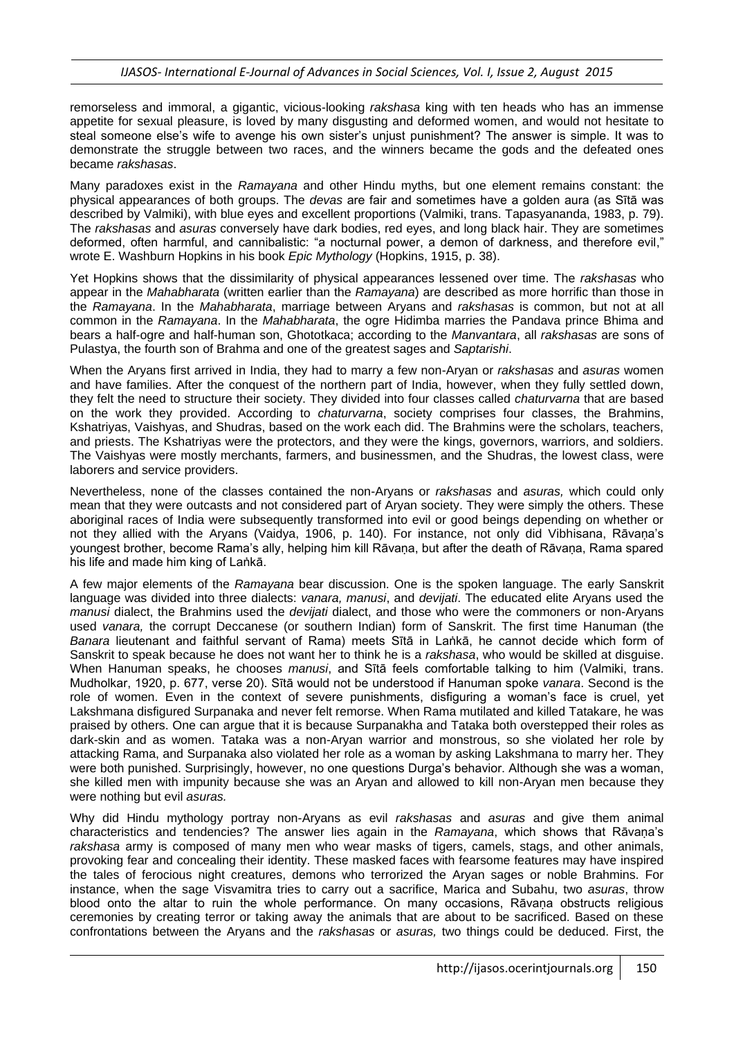remorseless and immoral, a gigantic, vicious-looking *rakshasa* king with ten heads who has an immense appetite for sexual pleasure, is loved by many disgusting and deformed women, and would not hesitate to steal someone else's wife to avenge his own sister's unjust punishment? The answer is simple. It was to demonstrate the struggle between two races, and the winners became the gods and the defeated ones became *rakshasas*.

Many paradoxes exist in the *Ramayana* and other Hindu myths, but one element remains constant: the physical appearances of both groups. The *devas* are fair and sometimes have a golden aura (as Sītā was described by Valmiki), with blue eyes and excellent proportions (Valmiki, trans. Tapasyananda, 1983, p. 79). The *rakshasas* and *asuras* conversely have dark bodies, red eyes, and long black hair. They are sometimes deformed, often harmful, and cannibalistic: "a nocturnal power, a demon of darkness, and therefore evil," wrote E. Washburn Hopkins in his book *Epic Mythology* (Hopkins, 1915, p. 38).

Yet Hopkins shows that the dissimilarity of physical appearances lessened over time. The *rakshasas* who appear in the *Mahabharata* (written earlier than the *Ramayana*) are described as more horrific than those in the *Ramayana*. In the *Mahabharata*, marriage between Aryans and *rakshasas* is common, but not at all common in the *Ramayana*. In the *Mahabharata*, the ogre Hidimba marries the Pandava prince Bhima and bears a half-ogre and half-human son, Ghototkaca; according to the *Manvantara*, all *rakshasas* are sons of Pulastya, the fourth son of Brahma and one of the greatest sages and *Saptarishi*.

When the Aryans first arrived in India, they had to marry a few non-Aryan or *rakshasas* and *asuras* women and have families. After the conquest of the northern part of India, however, when they fully settled down, they felt the need to structure their society. They divided into four classes called *chaturvarna* that are based on the work they provided. According to *chaturvarna*, society comprises four classes, the Brahmins, Kshatriyas, Vaishyas, and Shudras, based on the work each did. The Brahmins were the scholars, teachers, and priests. The Kshatriyas were the protectors, and they were the kings, governors, warriors, and soldiers. The Vaishyas were mostly merchants, farmers, and businessmen, and the Shudras, the lowest class, were laborers and service providers.

Nevertheless, none of the classes contained the non-Aryans or *rakshasas* and *asuras,* which could only mean that they were outcasts and not considered part of Aryan society. They were simply the others. These aboriginal races of India were subsequently transformed into evil or good beings depending on whether or not they allied with the Aryans (Vaidya, 1906, p. 140). For instance, not only did Vibhisana, Rāvaṇa's youngest brother, become Rama's ally, helping him kill Rāvaṇa, but after the death of Rāvaṇa, Rama spared his life and made him king of Laṅkā.

A few major elements of the *Ramayana* bear discussion. One is the spoken language. The early Sanskrit language was divided into three dialects: *vanara, manusi*, and *devijati*. The educated elite Aryans used the *manusi* dialect, the Brahmins used the *devijati* dialect, and those who were the commoners or non-Aryans used *vanara,* the corrupt Deccanese (or southern Indian) form of Sanskrit. The first time Hanuman (the *Banara* lieutenant and faithful servant of Rama) meets Sītā in Laṅkā, he cannot decide which form of Sanskrit to speak because he does not want her to think he is a *rakshasa*, who would be skilled at disguise. When Hanuman speaks, he chooses *manusi*, and Sītā feels comfortable talking to him (Valmiki, trans. Mudholkar, 1920, p. 677, verse 20). Sītā would not be understood if Hanuman spoke *vanara*. Second is the role of women. Even in the context of severe punishments, disfiguring a woman's face is cruel, yet Lakshmana disfigured Surpanaka and never felt remorse. When Rama mutilated and killed Tatakare, he was praised by others. One can argue that it is because Surpanakha and Tataka both overstepped their roles as dark-skin and as women. Tataka was a non-Aryan warrior and monstrous, so she violated her role by attacking Rama, and Surpanaka also violated her role as a woman by asking Lakshmana to marry her. They were both punished. Surprisingly, however, no one questions Durga's behavior. Although she was a woman, she killed men with impunity because she was an Aryan and allowed to kill non-Aryan men because they were nothing but evil *asuras.*

Why did Hindu mythology portray non-Aryans as evil *rakshasas* and *asuras* and give them animal characteristics and tendencies? The answer lies again in the *Ramayana*, which shows that Rāvaṇa's *rakshasa* army is composed of many men who wear masks of tigers, camels, stags, and other animals, provoking fear and concealing their identity. These masked faces with fearsome features may have inspired the tales of ferocious night creatures, demons who terrorized the Aryan sages or noble Brahmins. For instance, when the sage Visvamitra tries to carry out a sacrifice, Marica and Subahu, two *asuras*, throw blood onto the altar to ruin the whole performance. On many occasions, Rāvaṇa obstructs religious ceremonies by creating terror or taking away the animals that are about to be sacrificed. Based on these confrontations between the Aryans and the *rakshasas* or *asuras,* two things could be deduced. First, the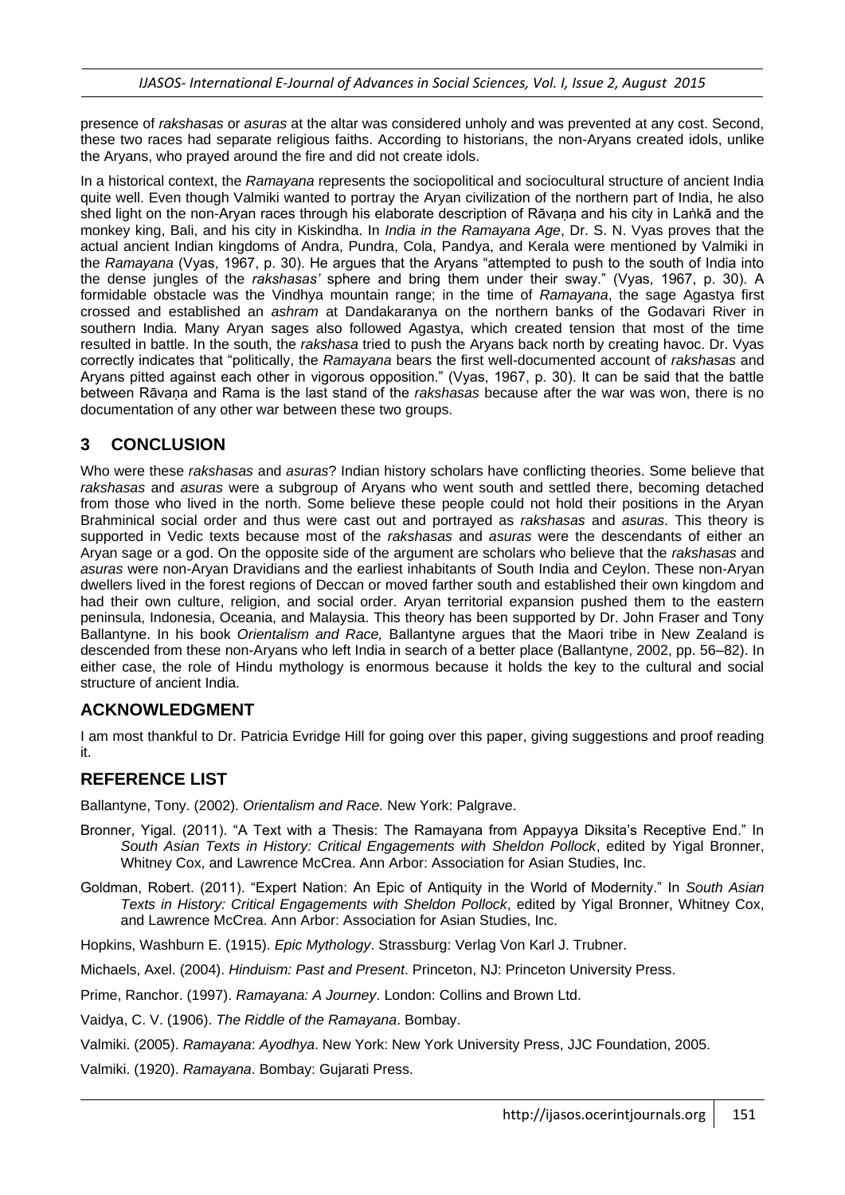presence of *rakshasas* or *asuras* at the altar was considered unholy and was prevented at any cost. Second, these two races had separate religious faiths. According to historians, the non-Aryans created idols, unlike the Aryans, who prayed around the fire and did not create idols.

In a historical context, the *Ramayana* represents the sociopolitical and sociocultural structure of ancient India quite well. Even though Valmiki wanted to portray the Aryan civilization of the northern part of India, he also shed light on the non-Aryan races through his elaborate description of Rāvaṇa and his city in Laṅkā and the monkey king, Bali, and his city in Kiskindha. In *India in the Ramayana Age*, Dr. S. N. Vyas proves that the actual ancient Indian kingdoms of Andra, Pundra, Cola, Pandya, and Kerala were mentioned by Valmiki in the *Ramayana* (Vyas, 1967, p. 30). He argues that the Aryans "attempted to push to the south of India into the dense jungles of the *rakshasas'* sphere and bring them under their sway." (Vyas, 1967, p. 30). A formidable obstacle was the Vindhya mountain range; in the time of *Ramayana*, the sage Agastya first crossed and established an *ashram* at Dandakaranya on the northern banks of the Godavari River in southern India. Many Aryan sages also followed Agastya, which created tension that most of the time resulted in battle. In the south, the *rakshasa* tried to push the Aryans back north by creating havoc. Dr. Vyas correctly indicates that "politically, the *Ramayana* bears the first well-documented account of *rakshasas* and Aryans pitted against each other in vigorous opposition." (Vyas, 1967, p. 30). It can be said that the battle between Rāvaṇa and Rama is the last stand of the *rakshasas* because after the war was won, there is no documentation of any other war between these two groups.

## 3 CONCLUSION

Who were these *rakshasas* and *asuras*? Indian history scholars have conflicting theories. Some believe that *rakshasas* and *asuras* were a subgroup of Aryans who went south and settled there, becoming detached from those who lived in the north. Some believe these people could not hold their positions in the Aryan Brahminical social order and thus were cast out and portrayed as *rakshasas* and *asuras*. This theory is supported in Vedic texts because most of the *rakshasas* and *asuras* were the descendants of either an Aryan sage or a god. On the opposite side of the argument are scholars who believe that the *rakshasas* and *asuras* were non-Aryan Dravidians and the earliest inhabitants of South India and Ceylon. These non-Aryan dwellers lived in the forest regions of Deccan or moved farther south and established their own kingdom and had their own culture, religion, and social order. Aryan territorial expansion pushed them to the eastern peninsula, Indonesia, Oceania, and Malaysia. This theory has been supported by Dr. John Fraser and Tony Ballantyne. In his book *Orientalism and Race,* Ballantyne argues that the Maori tribe in New Zealand is descended from these non-Aryans who left India in search of a better place (Ballantyne, 2002, pp. 56–82). In either case, the role of Hindu mythology is enormous because it holds the key to the cultural and social structure of ancient India.

## ACKNOWLEDGMENT

I am most thankful to Dr. Patricia Evridge Hill for going over this paper, giving suggestions and proof reading it.

## REFERENCE LIST

Ballantyne, Tony. (2002). *Orientalism and Race.* New York: Palgrave.

Bronner, Yigal. (2011). "A Text with a Thesis: The Ramayana from Appayya Diksita's Receptive End." In *South Asian Texts in History: Critical Engagements with Sheldon Pollock*, edited by Yigal Bronner, Whitney Cox, and Lawrence McCrea. Ann Arbor: Association for Asian Studies, Inc.

Goldman, Robert. (2011). "Expert Nation: An Epic of Antiquity in the World of Modernity." In *South Asian Texts in History: Critical Engagements with Sheldon Pollock*, edited by Yigal Bronner, Whitney Cox, and Lawrence McCrea. Ann Arbor: Association for Asian Studies, Inc.

Hopkins, Washburn E. (1915). *Epic Mythology*. Strassburg: Verlag Von Karl J. Trubner.

Michaels, Axel. (2004). *Hinduism: Past and Present*. Princeton, NJ: Princeton University Press.

Prime, Ranchor. (1997). *Ramayana: A Journey*. London: Collins and Brown Ltd.

Vaidya, C. V. (1906). *The Riddle of the Ramayana*. Bombay.

Valmiki. (2005). *Ramayana*: *Ayodhya*. New York: New York University Press, JJC Foundation, 2005.

Valmiki. (1920). *Ramayana*. Bombay: Gujarati Press.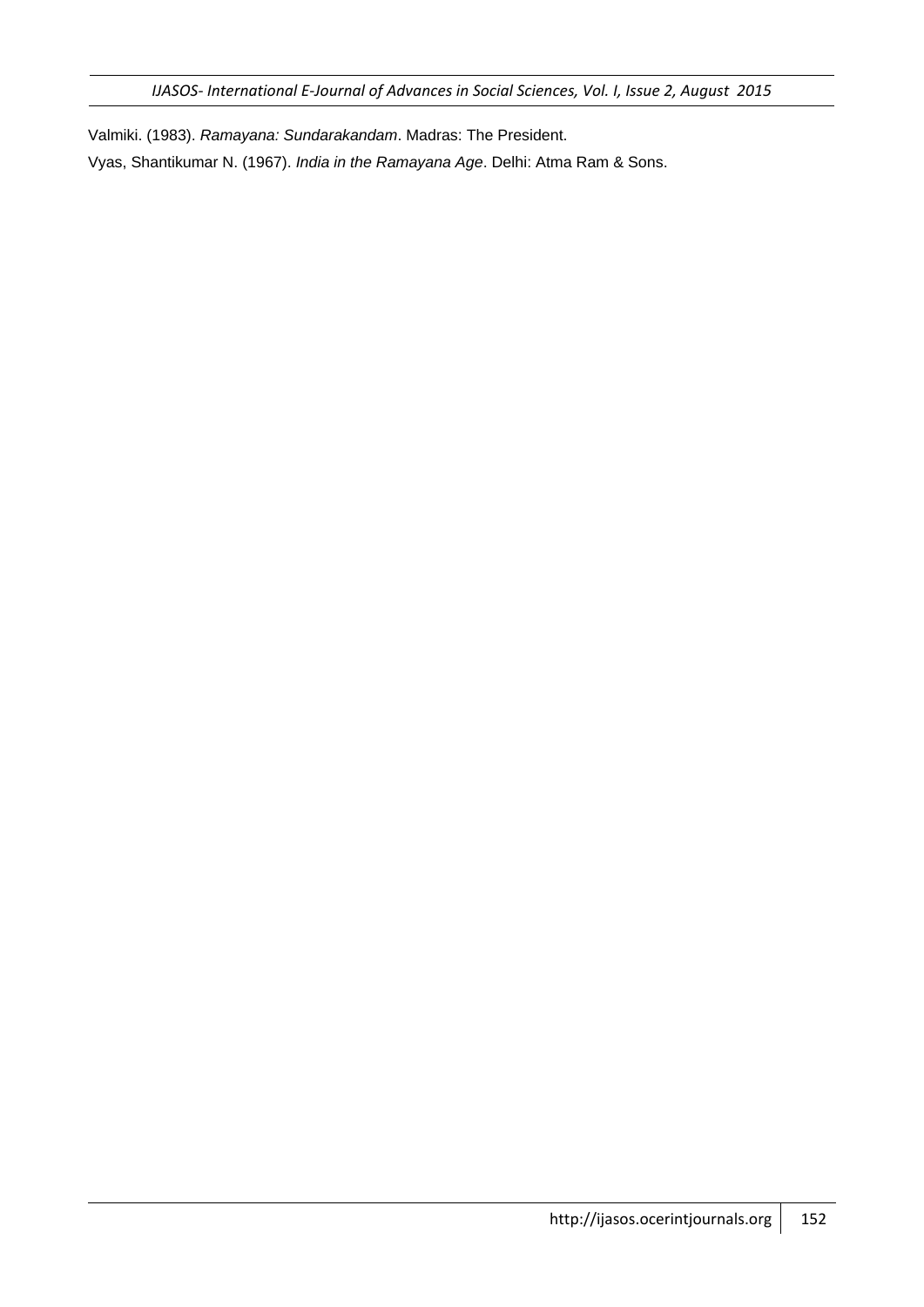Valmiki. (1983). *Ramayana: Sundarakandam*. Madras: The President.

Vyas, Shantikumar N. (1967). *India in the Ramayana Age*. Delhi: Atma Ram & Sons.